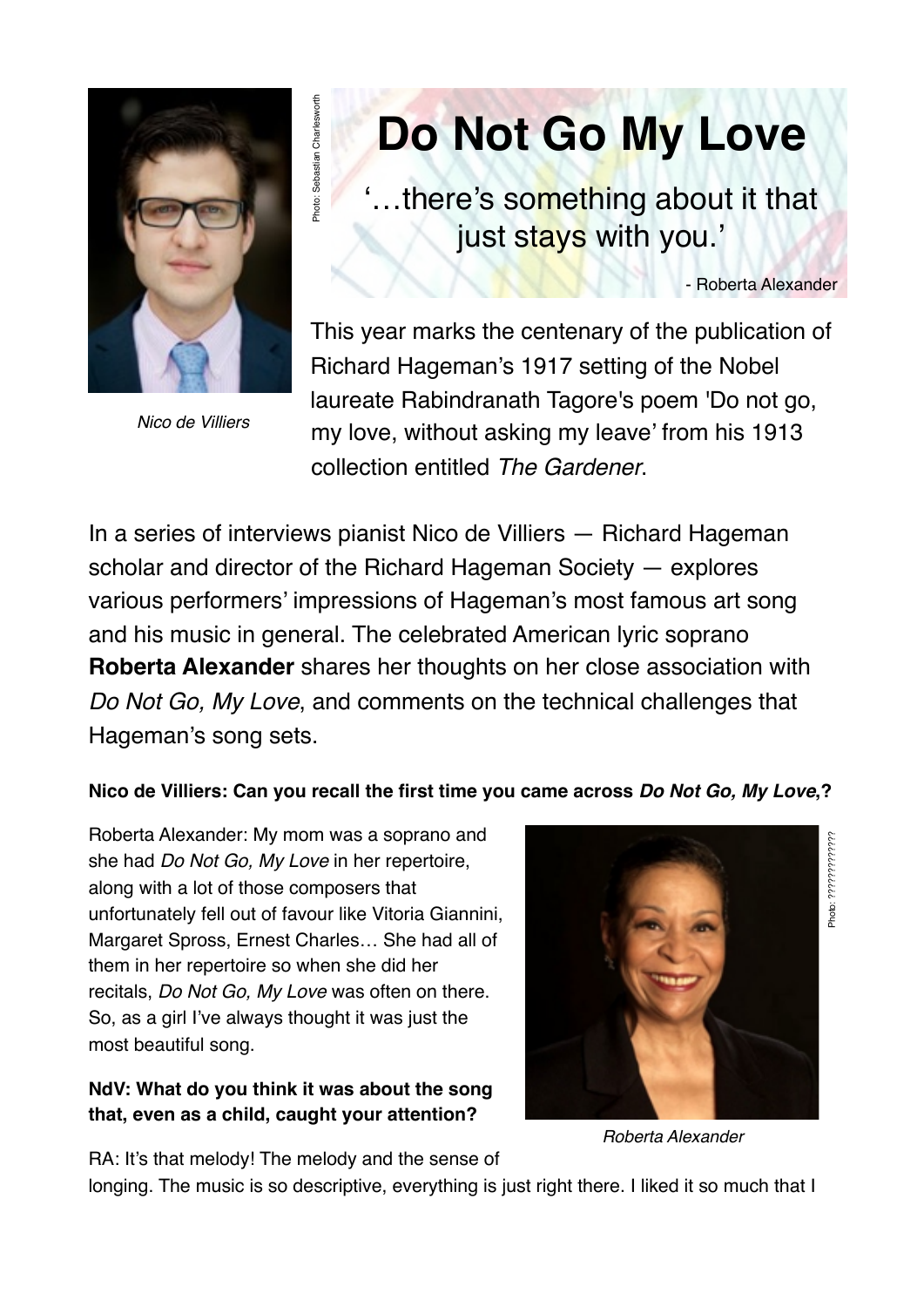# Do Not Go My Love

'…there's something about it that just stays with you.'

- Roberta Alexander

Photo: Sebastian Charlesworth

*Nico de Villiers*

This year marks the centenary of the publication of Richard Hageman's 1917 setting of the Nobel laureate Rabindranath Tagore's poem 'Do not go, my love, without asking my leave' from his 1913 collection entitled *The Gardener*.

In a series of interviews pianist Nico de Villiers — Richard Hageman scholar and director of the Richard Hageman Society — explores various performers' impressions of Hageman's most famous art song and his music in general. The celebrated American lyric soprano **Roberta Alexander** shares her thoughts on her close association with *Do Not Go, My Love*, and comments on the technical challenges that Hageman's song sets.

**Nico de Villiers: Can you recall the first time you came across *Do Not Go, My Love*,?**

Roberta Alexander: My mom was a soprano and she had *Do Not Go, My Love* in her repertoire, along with a lot of those composers that unfortunately fell out of favour like Vitoria Giannini, Margaret Spross, Ernest Charles… She had all of them in her repertoire so when she did her recitals, *Do Not Go, My Love* was often on there. So, as a girl I've always thought it was just the most beautiful song.

Photo: ????????????

*Roberta Alexander*

**NdV: What do you think it was about the song that, even as a child, caught your attention?**

RA: It's that melody! The melody and the sense of longing. The music is so descriptive, everything is just right there. I liked it so much that I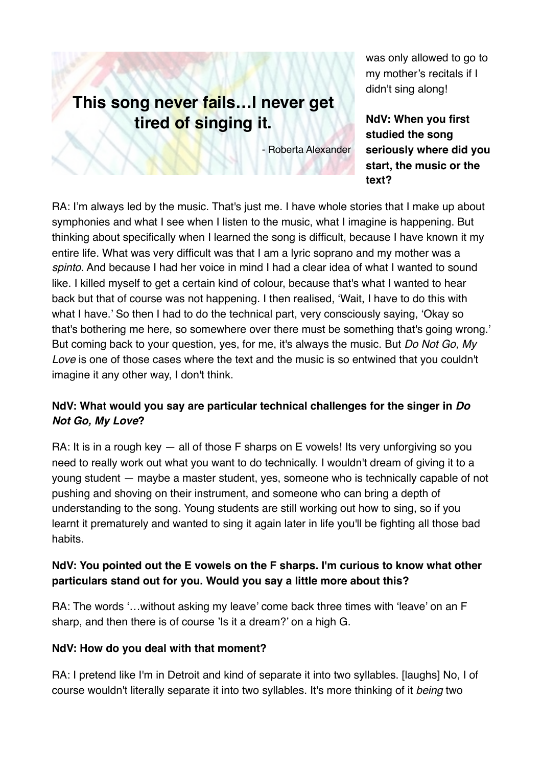> **This song never fails…I never get tired of singing it.**
>
> - Roberta Alexander

was only allowed to go to my mother's recitals if I didn't sing along!

**NdV: When you first studied the song seriously where did you start, the music or the text?**

RA: I'm always led by the music. That's just me. I have whole stories that I make up about symphonies and what I see when I listen to the music, what I imagine is happening. But thinking about specifically when I learned the song is difficult, because I have known it my entire life. What was very difficult was that I am a lyric soprano and my mother was a *spinto*. And because I had her voice in mind I had a clear idea of what I wanted to sound like. I killed myself to get a certain kind of colour, because that's what I wanted to hear back but that of course was not happening. I then realised, 'Wait, I have to do this with what I have.' So then I had to do the technical part, very consciously saying, 'Okay so that's bothering me here, so somewhere over there must be something that's going wrong.' But coming back to your question, yes, for me, it's always the music. But *Do Not Go, My Love* is one of those cases where the text and the music is so entwined that you couldn't imagine it any other way, I don't think.

**NdV: What would you say are particular technical challenges for the singer in *Do Not Go, My Love*?**

RA: It is in a rough key — all of those F sharps on E vowels! Its very unforgiving so you need to really work out what you want to do technically. I wouldn't dream of giving it to a young student — maybe a master student, yes, someone who is technically capable of not pushing and shoving on their instrument, and someone who can bring a depth of understanding to the song. Young students are still working out how to sing, so if you learnt it prematurely and wanted to sing it again later in life you'll be fighting all those bad habits.

**NdV: You pointed out the E vowels on the F sharps. I'm curious to know what other particulars stand out for you. Would you say a little more about this?**

RA: The words '…without asking my leave' come back three times with 'leave' on an F sharp, and then there is of course 'Is it a dream?' on a high G.

**NdV: How do you deal with that moment?**

RA: I pretend like I'm in Detroit and kind of separate it into two syllables. [laughs] No, I of course wouldn't literally separate it into two syllables. It's more thinking of it *being* two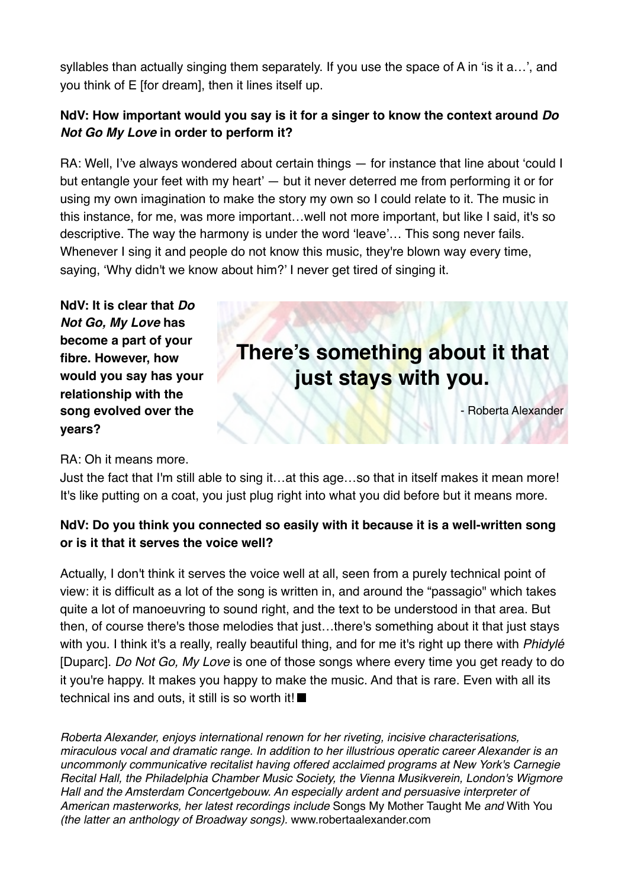syllables than actually singing them separately. If you use the space of A in 'is it a…', and you think of E [for dream], then it lines itself up.

**NdV: How important would you say is it for a singer to know the context around *Do Not Go My Love* in order to perform it?**

RA: Well, I've always wondered about certain things — for instance that line about 'could I but entangle your feet with my heart' — but it never deterred me from performing it or for using my own imagination to make the story my own so I could relate to it. The music in this instance, for me, was more important…well not more important, but like I said, it's so descriptive. The way the harmony is under the word 'leave'… This song never fails. Whenever I sing it and people do not know this music, they're blown way every time, saying, 'Why didn't we know about him?' I never get tired of singing it.

**NdV: It is clear that *Do Not Go, My Love* has become a part of your fibre. However, how would you say has your relationship with the song evolved over the years?**

> **There's something about it that just stays with you.**
>
> - Roberta Alexander

RA: Oh it means more.
Just the fact that I'm still able to sing it…at this age…so that in itself makes it mean more! It's like putting on a coat, you just plug right into what you did before but it means more.

**NdV: Do you think you connected so easily with it because it is a well-written song or is it that it serves the voice well?**

Actually, I don't think it serves the voice well at all, seen from a purely technical point of view: it is difficult as a lot of the song is written in, and around the "passagio" which takes quite a lot of manoeuvring to sound right, and the text to be understood in that area. But then, of course there's those melodies that just…there's something about it that just stays with you. I think it's a really, really beautiful thing, and for me it's right up there with *Phidylé* [Duparc]. *Do Not Go, My Love* is one of those songs where every time you get ready to do it you're happy. It makes you happy to make the music. And that is rare. Even with all its technical ins and outs, it still is so worth it! ■

*Roberta Alexander, enjoys international renown for her riveting, incisive characterisations, miraculous vocal and dramatic range. In addition to her illustrious operatic career Alexander is an uncommonly communicative recitalist having offered acclaimed programs at New York's Carnegie Recital Hall, the Philadelphia Chamber Music Society, the Vienna Musikverein, London's Wigmore Hall and the Amsterdam Concertgebouw. An especially ardent and persuasive interpreter of American masterworks, her latest recordings include* Songs My Mother Taught Me *and* With You *(the latter an anthology of Broadway songs).* www.robertaalexander.com